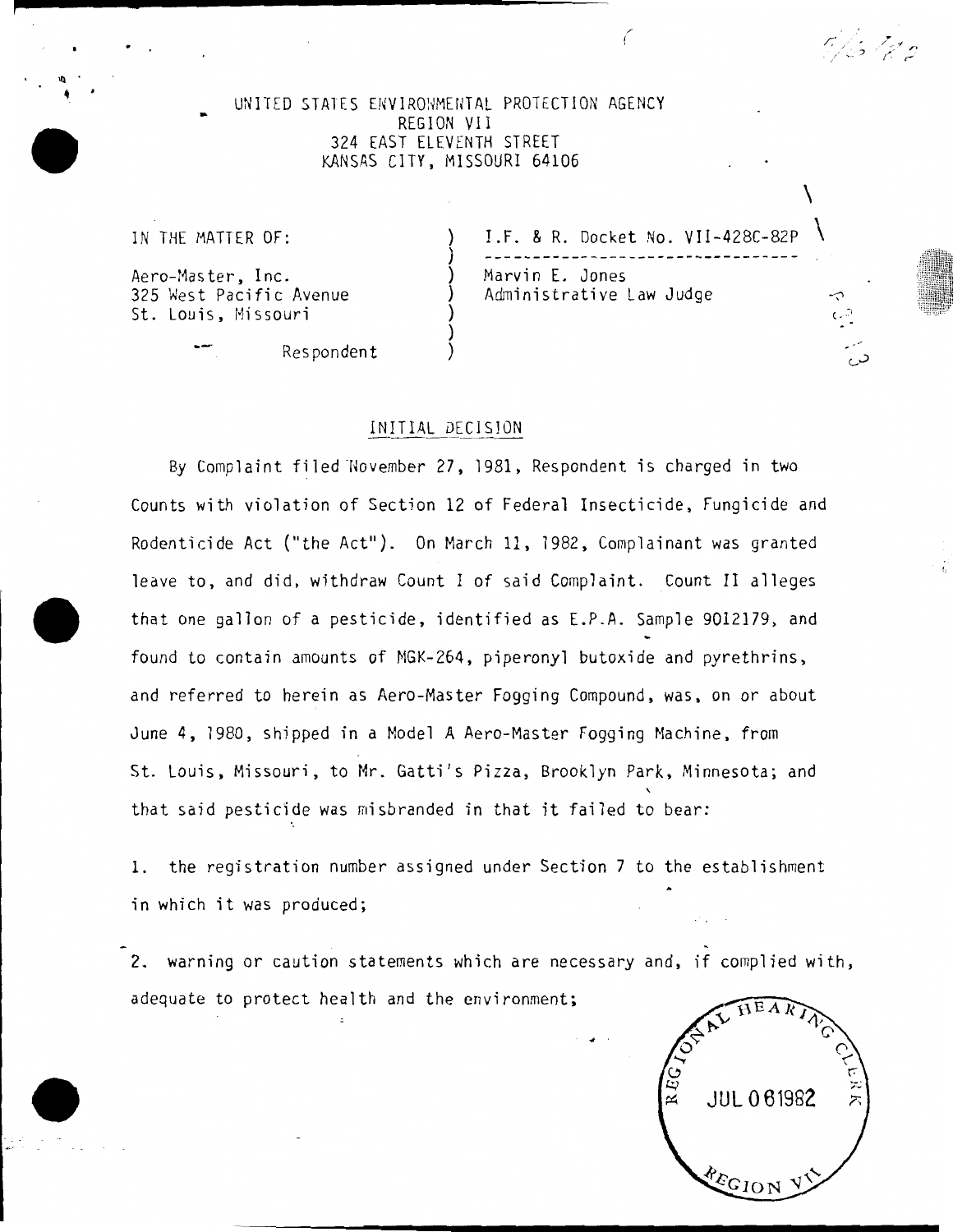UNITED STATES ENVIRONMENTAL PROTECTION AGENCY
REGION VII
324 EAST ELEVENTH STREET
KANSAS CITY, MISSOURI 64106

| IN THE MATTER OF: | I.F. & R. Docket No. VII-428C-82P |
|---|---|
| Aero-Master, Inc. | Marvin E. Jones |
| 325 West Pacific Avenue | Administrative Law Judge |
| St. Louis, Missouri | |
| Respondent | |

## INITIAL DECISION

By Complaint filed November 27, 1981, Respondent is charged in two Counts with violation of Section 12 of Federal Insecticide, Fungicide and Rodenticide Act ("the Act"). On March 11, 1982, Complainant was granted leave to, and did, withdraw Count I of said Complaint. Count II alleges that one gallon of a pesticide, identified as E.P.A. Sample 9012179, and found to contain amounts of MGK-264, piperonyl butoxide and pyrethrins, and referred to herein as Aero-Master Fogging Compound, was, on or about June 4, 1980, shipped in a Model A Aero-Master Fogging Machine, from St. Louis, Missouri, to Mr. Gatti's Pizza, Brooklyn Park, Minnesota; and that said pesticide was misbranded in that it failed to bear:

1. the registration number assigned under Section 7 to the establishment in which it was produced;

2. warning or caution statements which are necessary and, if complied with, adequate to protect health and the environment;

REGIONAL HEARING CLERK
JUL 06 1982
REGION VII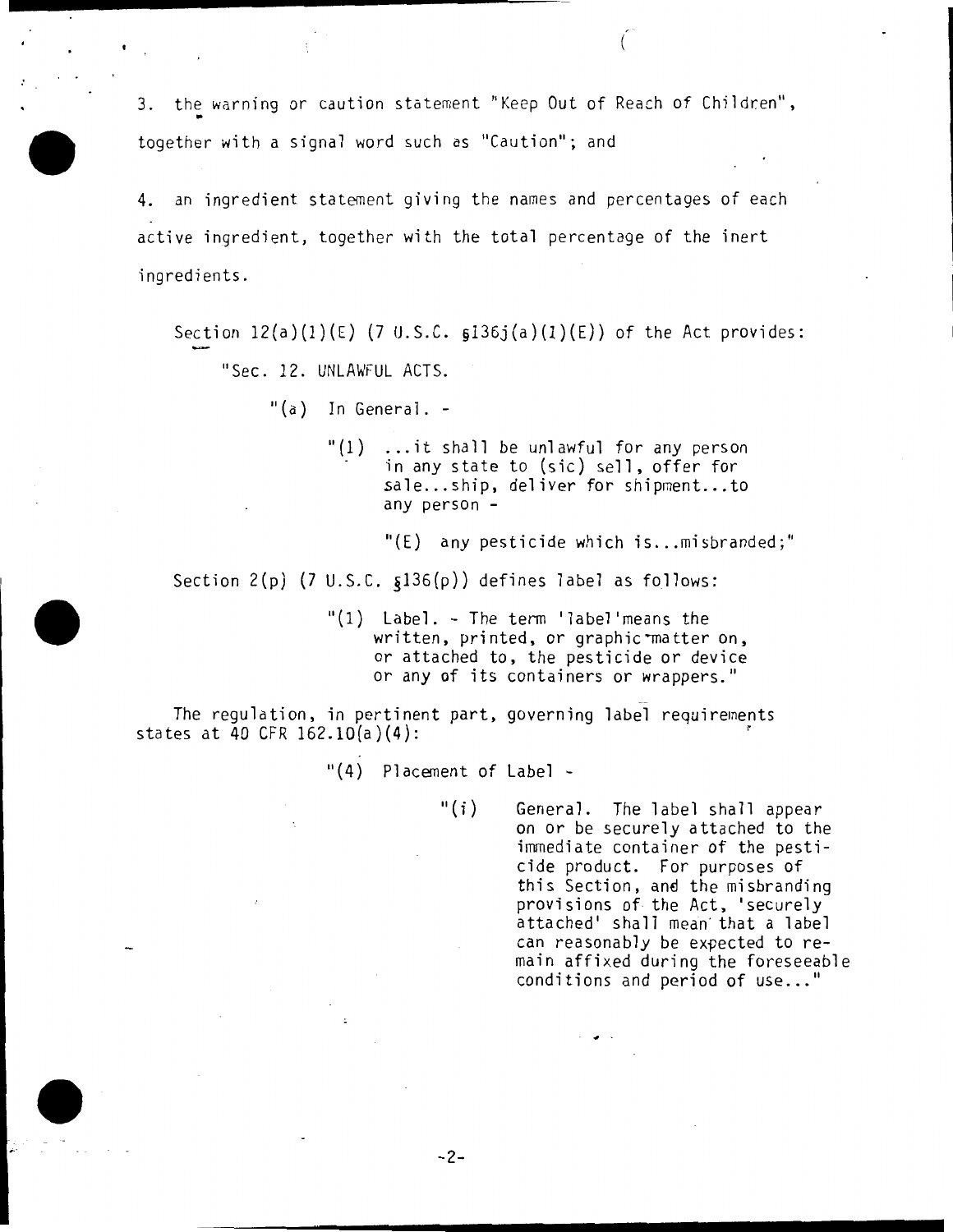3. the warning or caution statement "Keep Out of Reach of Children", together with a signal word such as "Caution"; and

4. an ingredient statement giving the names and percentages of each active ingredient, together with the total percentage of the inert ingredients.

Section 12(a)(1)(E) (7 U.S.C. §136j(a)(1)(E)) of the Act provides:

> "Sec. 12. UNLAWFUL ACTS.
>
> "(a) In General. -
>
> "(1) ...it shall be unlawful for any person in any state to (sic) sell, offer for sale...ship, deliver for shipment...to any person -
>
> "(E) any pesticide which is...misbranded;"

Section 2(p) (7 U.S.C. §136(p)) defines label as follows:

> "(1) Label. - The term 'label'means the written, printed, or graphic matter on, or attached to, the pesticide or device or any of its containers or wrappers."

The regulation, in pertinent part, governing label requirements states at 40 CFR 162.10(a)(4):

> "(4) Placement of Label -
>
> "(i) General. The label shall appear on or be securely attached to the immediate container of the pesticide product. For purposes of this Section, and the misbranding provisions of the Act, 'securely attached' shall mean that a label can reasonably be expected to remain affixed during the foreseeable conditions and period of use..."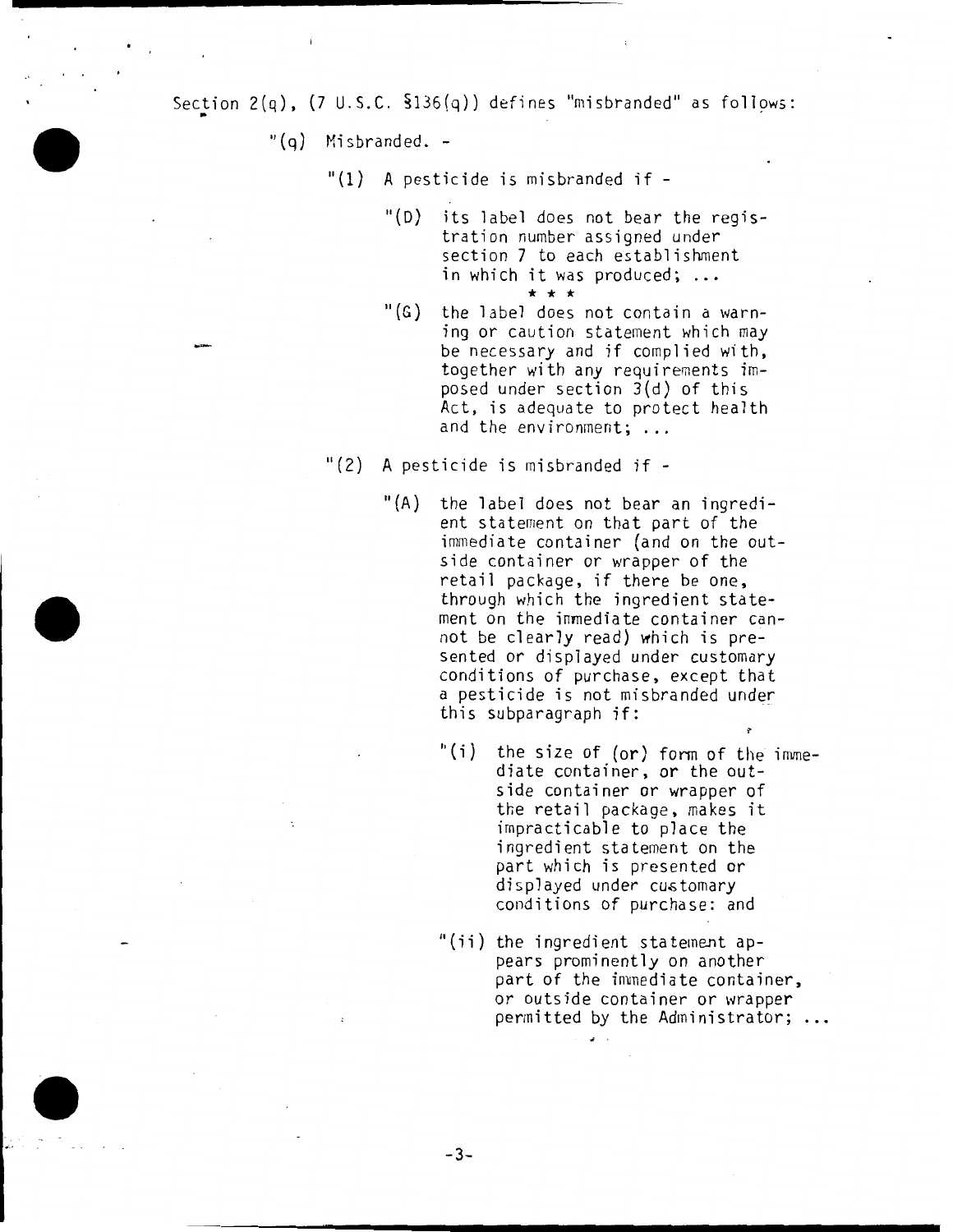Section 2(q), (7 U.S.C. §136(q)) defines "misbranded" as follows:

> "(q) Misbranded. -
>
> > "(1) A pesticide is misbranded if -
> >
> > > "(D) its label does not bear the registration number assigned under section 7 to each establishment in which it was produced; ...
> > >
> > > * * *
> > >
> > > "(G) the label does not contain a warning or caution statement which may be necessary and if complied with, together with any requirements imposed under section 3(d) of this Act, is adequate to protect health and the environment; ...
> >
> > "(2) A pesticide is misbranded if -
> >
> > > "(A) the label does not bear an ingredient statement on that part of the immediate container (and on the outside container or wrapper of the retail package, if there be one, through which the ingredient statement on the immediate container cannot be clearly read) which is presented or displayed under customary conditions of purchase, except that a pesticide is not misbranded under this subparagraph if:
> > >
> > > > "(i) the size of (or) form of the immediate container, or the outside container or wrapper of the retail package, makes it impracticable to place the ingredient statement on the part which is presented or displayed under customary conditions of purchase: and
> > > >
> > > > "(ii) the ingredient statement appears prominently on another part of the immediate container, or outside container or wrapper permitted by the Administrator; ...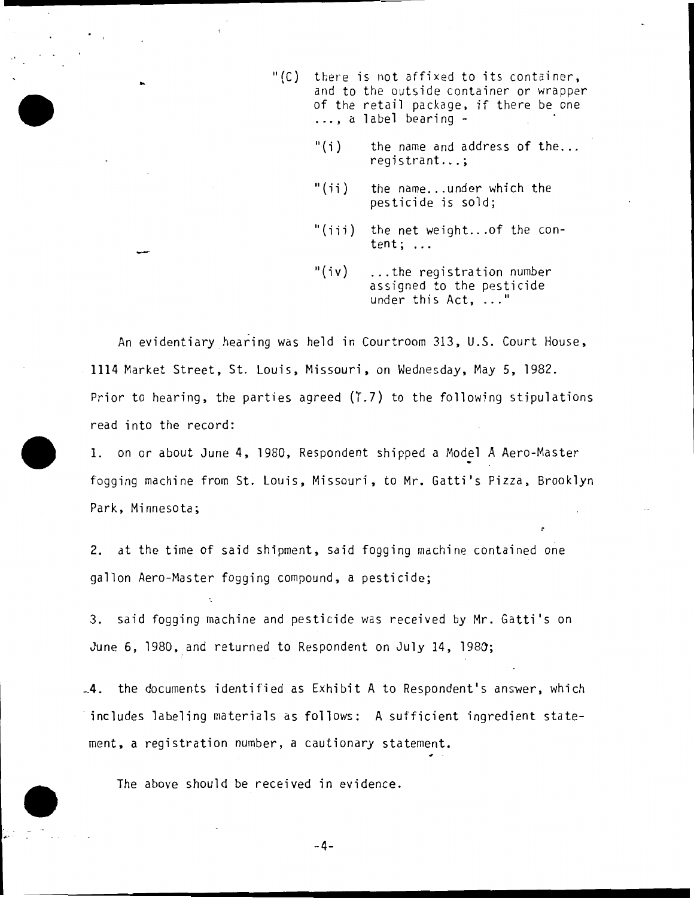> "(C) there is not affixed to its container, and to the outside container or wrapper of the retail package, if there be one ..., a label bearing -
>
> "(i) the name and address of the... registrant...;
>
> "(ii) the name...under which the pesticide is sold;
>
> "(iii) the net weight...of the content; ...
>
> "(iv) ...the registration number assigned to the pesticide under this Act, ..."

An evidentiary hearing was held in Courtroom 313, U.S. Court House, 1114 Market Street, St. Louis, Missouri, on Wednesday, May 5, 1982. Prior to hearing, the parties agreed (T.7) to the following stipulations read into the record:

1. on or about June 4, 1980, Respondent shipped a Model A Aero-Master fogging machine from St. Louis, Missouri, to Mr. Gatti's Pizza, Brooklyn Park, Minnesota;

2. at the time of said shipment, said fogging machine contained one gallon Aero-Master fogging compound, a pesticide;

3. said fogging machine and pesticide was received by Mr. Gatti's on June 6, 1980, and returned to Respondent on July 14, 1980;

4. the documents identified as Exhibit A to Respondent's answer, which includes labeling materials as follows: A sufficient ingredient statement, a registration number, a cautionary statement.

The above should be received in evidence.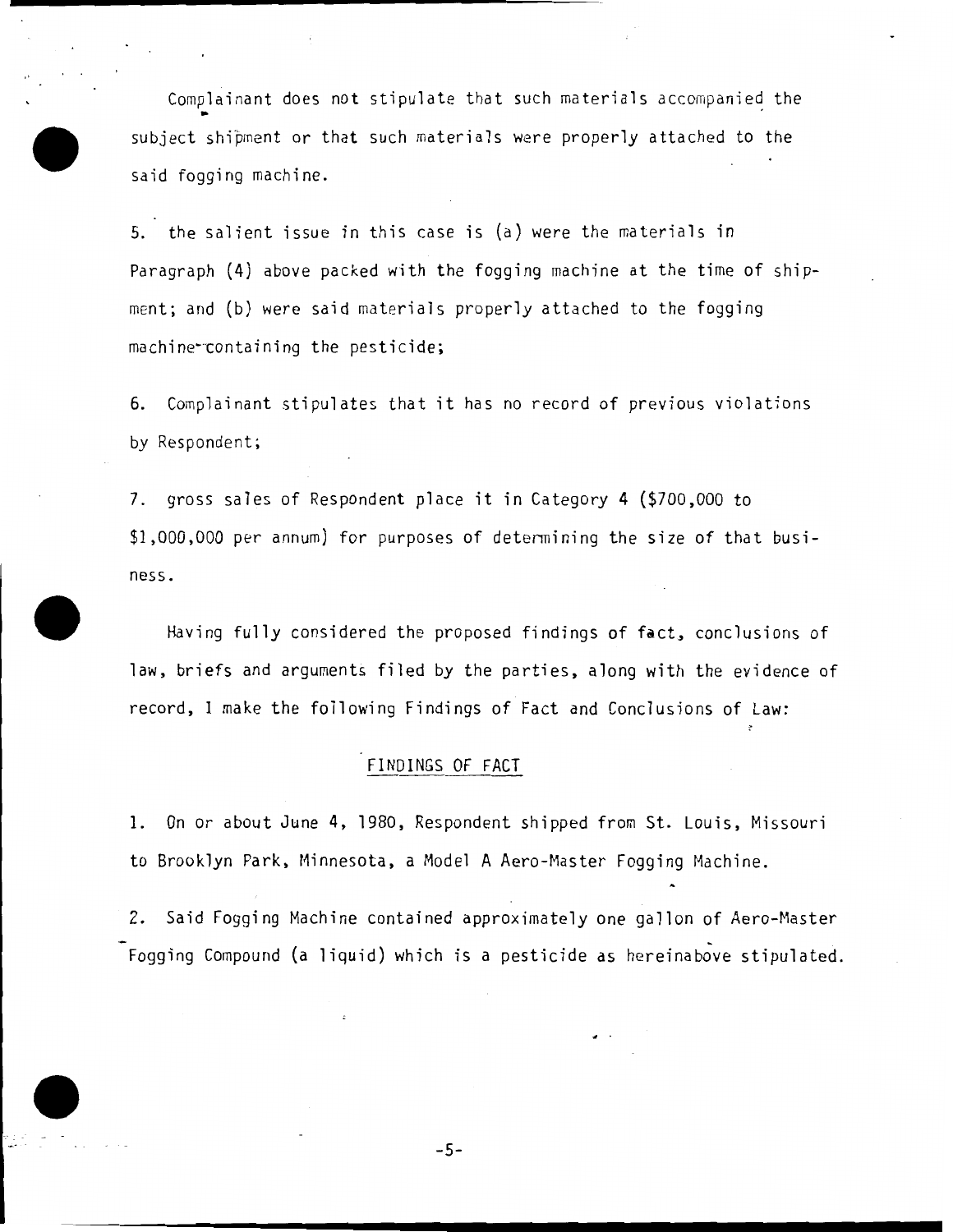Complainant does not stipulate that such materials accompanied the subject shipment or that such materials were properly attached to the said fogging machine.

5. the salient issue in this case is (a) were the materials in Paragraph (4) above packed with the fogging machine at the time of shipment; and (b) were said materials properly attached to the fogging machine containing the pesticide;

6. Complainant stipulates that it has no record of previous violations by Respondent;

7. gross sales of Respondent place it in Category 4 ($700,000 to $1,000,000 per annum) for purposes of determining the size of that business.

Having fully considered the proposed findings of fact, conclusions of law, briefs and arguments filed by the parties, along with the evidence of record, I make the following Findings of Fact and Conclusions of Law:

## FINDINGS OF FACT

1. On or about June 4, 1980, Respondent shipped from St. Louis, Missouri to Brooklyn Park, Minnesota, a Model A Aero-Master Fogging Machine.

2. Said Fogging Machine contained approximately one gallon of Aero-Master Fogging Compound (a liquid) which is a pesticide as hereinabove stipulated.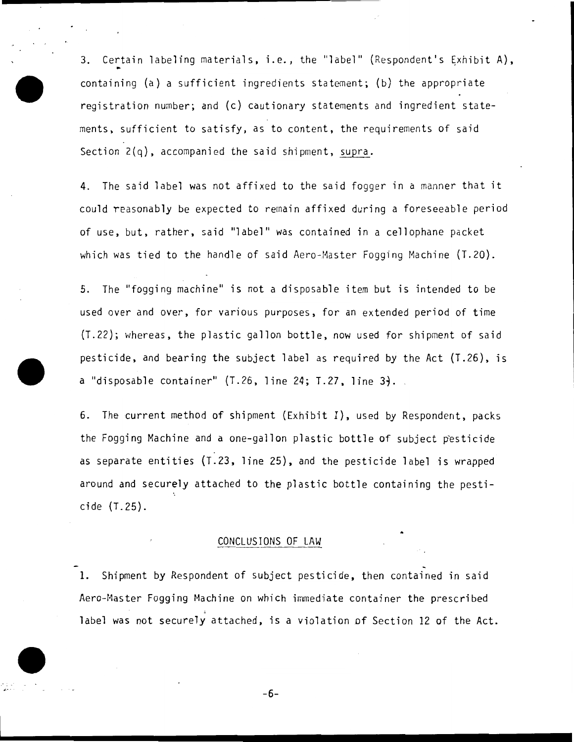3. Certain labeling materials, i.e., the "label" (Respondent's Exhibit A), containing (a) a sufficient ingredients statement; (b) the appropriate registration number; and (c) cautionary statements and ingredient statements, sufficient to satisfy, as to content, the requirements of said Section 2(q), accompanied the said shipment, supra.

4. The said label was not affixed to the said fogger in a manner that it could reasonably be expected to remain affixed during a foreseeable period of use, but, rather, said "label" was contained in a cellophane packet which was tied to the handle of said Aero-Master Fogging Machine (T.20).

5. The "fogging machine" is not a disposable item but is intended to be used over and over, for various purposes, for an extended period of time (T.22); whereas, the plastic gallon bottle, now used for shipment of said pesticide, and bearing the subject label as required by the Act (T.26), is a "disposable container" (T.26, line 24; T.27, line 3).

6. The current method of shipment (Exhibit I), used by Respondent, packs the Fogging Machine and a one-gallon plastic bottle of subject pesticide as separate entities (T.23, line 25), and the pesticide label is wrapped around and securely attached to the plastic bottle containing the pesticide (T.25).

## CONCLUSIONS OF LAW

1. Shipment by Respondent of subject pesticide, then contained in said Aero-Master Fogging Machine on which immediate container the prescribed label was not securely attached, is a violation of Section 12 of the Act.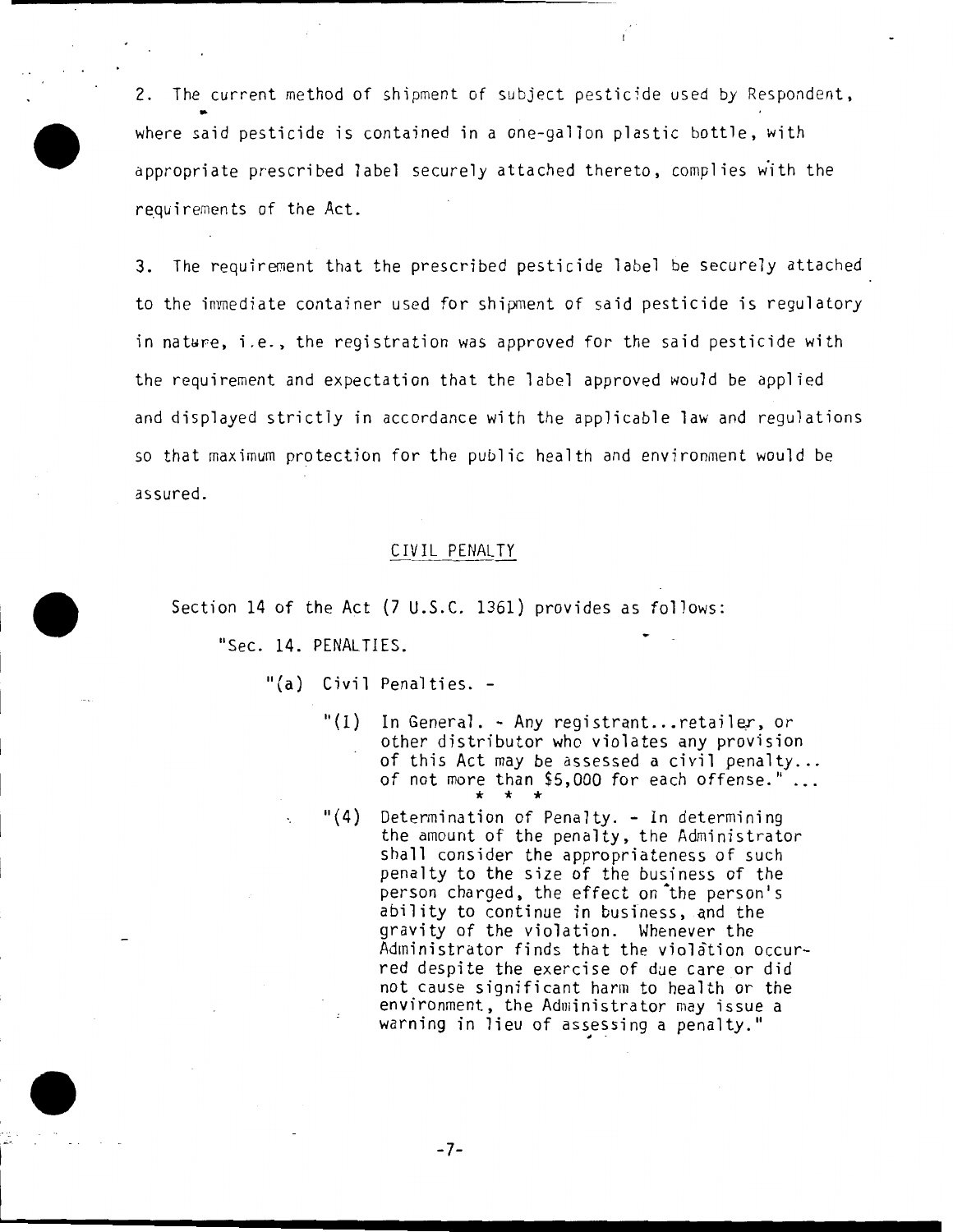2. The current method of shipment of subject pesticide used by Respondent, where said pesticide is contained in a one-gallon plastic bottle, with appropriate prescribed label securely attached thereto, complies with the requirements of the Act.

3. The requirement that the prescribed pesticide label be securely attached to the immediate container used for shipment of said pesticide is regulatory in nature, i.e., the registration was approved for the said pesticide with the requirement and expectation that the label approved would be applied and displayed strictly in accordance with the applicable law and regulations so that maximum protection for the public health and environment would be assured.

## CIVIL PENALTY

Section 14 of the Act (7 U.S.C. 1361) provides as follows:

> "Sec. 14. PENALTIES.
>
> "(a) Civil Penalties. -
>
> > "(1) In General. - Any registrant...retailer, or other distributor who violates any provision of this Act may be assessed a civil penalty... of not more than $5,000 for each offense." ...
> >
> > \* \* \*
> >
> > "(4) Determination of Penalty. - In determining the amount of the penalty, the Administrator shall consider the appropriateness of such penalty to the size of the business of the person charged, the effect on the person's ability to continue in business, and the gravity of the violation. Whenever the Administrator finds that the violation occurred despite the exercise of due care or did not cause significant harm to health or the environment, the Administrator may issue a warning in lieu of assessing a penalty."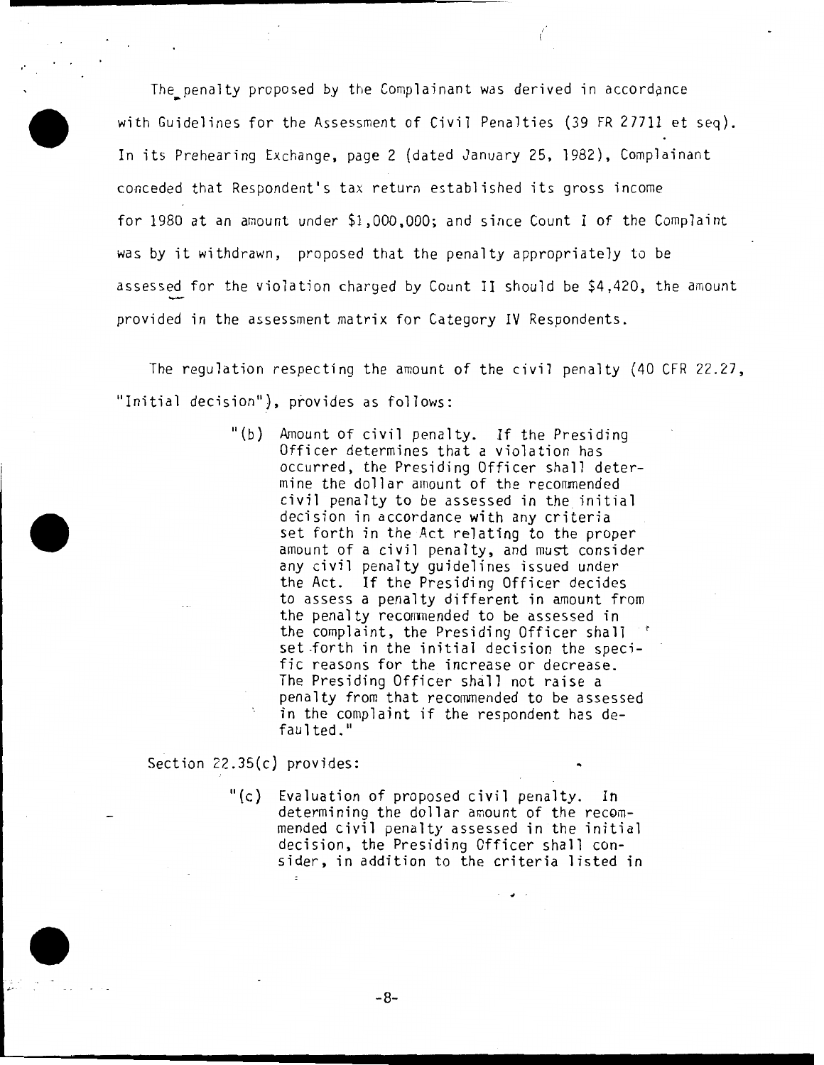The penalty proposed by the Complainant was derived in accordance with Guidelines for the Assessment of Civil Penalties (39 FR 27711 et seq). In its Prehearing Exchange, page 2 (dated January 25, 1982), Complainant conceded that Respondent's tax return established its gross income for 1980 at an amount under $1,000,000; and since Count I of the Complaint was by it withdrawn, proposed that the penalty appropriately to be assessed for the violation charged by Count II should be $4,420, the amount provided in the assessment matrix for Category IV Respondents.

The regulation respecting the amount of the civil penalty (40 CFR 22.27, "Initial decision"), provides as follows:

> "(b) Amount of civil penalty. If the Presiding Officer determines that a violation has occurred, the Presiding Officer shall determine the dollar amount of the recommended civil penalty to be assessed in the initial decision in accordance with any criteria set forth in the Act relating to the proper amount of a civil penalty, and must consider any civil penalty guidelines issued under the Act. If the Presiding Officer decides to assess a penalty different in amount from the penalty recommended to be assessed in the complaint, the Presiding Officer shall set forth in the initial decision the specific reasons for the increase or decrease. The Presiding Officer shall not raise a penalty from that recommended to be assessed in the complaint if the respondent has defaulted."

Section 22.35(c) provides:

> "(c) Evaluation of proposed civil penalty. In determining the dollar amount of the recommended civil penalty assessed in the initial decision, the Presiding Officer shall consider, in addition to the criteria listed in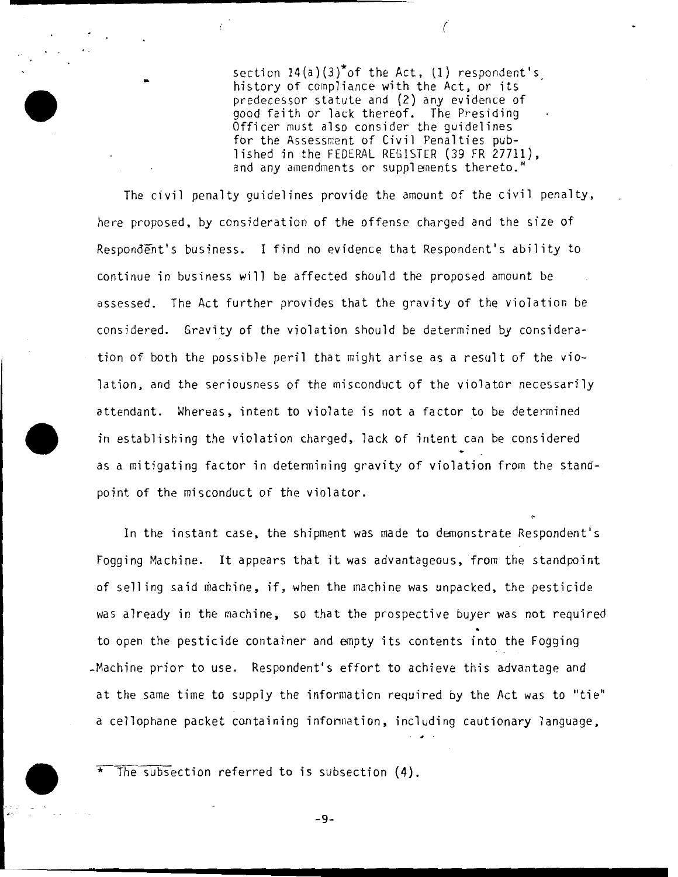> section 14(a)(3)* of the Act, (1) respondent's history of compliance with the Act, or its predecessor statute and (2) any evidence of good faith or lack thereof. The Presiding Officer must also consider the guidelines for the Assessment of Civil Penalties published in the FEDERAL REGISTER (39 FR 27711), and any amendments or supplements thereto."

The civil penalty guidelines provide the amount of the civil penalty, here proposed, by consideration of the offense charged and the size of Respondent's business. I find no evidence that Respondent's ability to continue in business will be affected should the proposed amount be assessed. The Act further provides that the gravity of the violation be considered. Gravity of the violation should be determined by consideration of both the possible peril that might arise as a result of the violation, and the seriousness of the misconduct of the violator necessarily attendant. Whereas, intent to violate is not a factor to be determined in establishing the violation charged, lack of intent can be considered as a mitigating factor in determining gravity of violation from the standpoint of the misconduct of the violator.

In the instant case, the shipment was made to demonstrate Respondent's Fogging Machine. It appears that it was advantageous, from the standpoint of selling said machine, if, when the machine was unpacked, the pesticide was already in the machine, so that the prospective buyer was not required to open the pesticide container and empty its contents into the Fogging Machine prior to use. Respondent's effort to achieve this advantage and at the same time to supply the information required by the Act was to "tie" a cellophane packet containing information, including cautionary language,

---

\* The subsection referred to is subsection (4).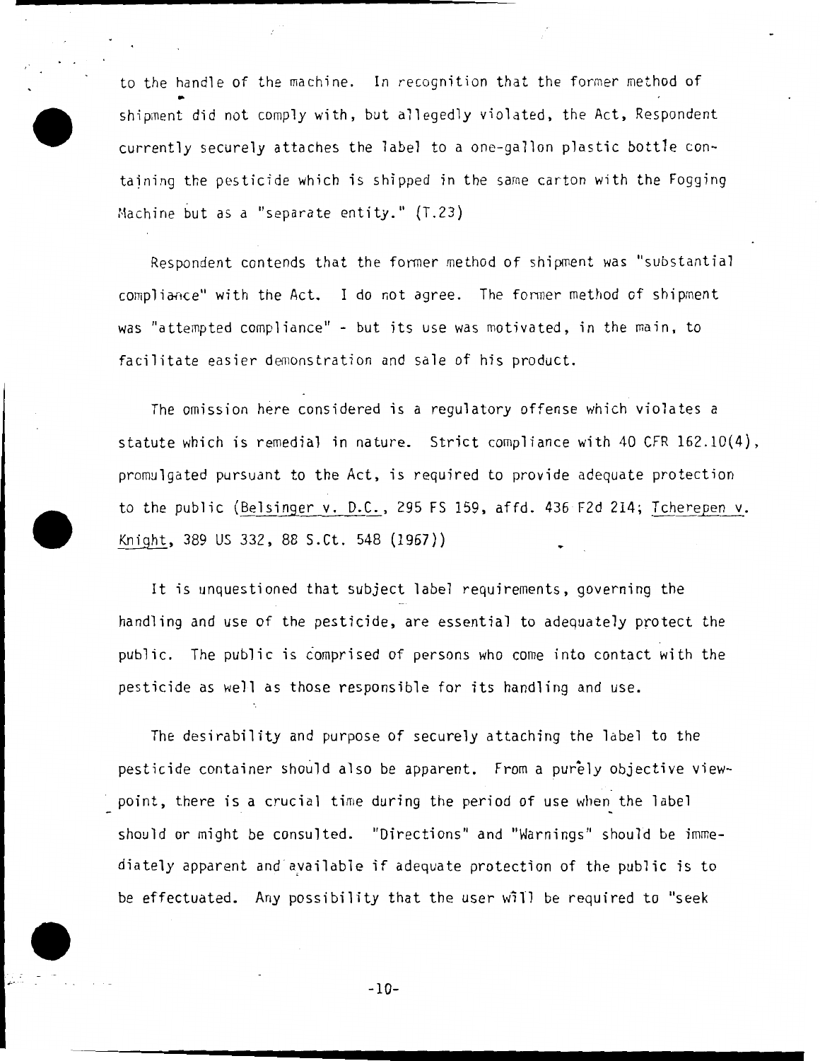to the handle of the machine. In recognition that the former method of shipment did not comply with, but allegedly violated, the Act, Respondent currently securely attaches the label to a one-gallon plastic bottle containing the pesticide which is shipped in the same carton with the Fogging Machine but as a "separate entity." (T.23)

Respondent contends that the former method of shipment was "substantial compliance" with the Act. I do not agree. The former method of shipment was "attempted compliance" - but its use was motivated, in the main, to facilitate easier demonstration and sale of his product.

The omission here considered is a regulatory offense which violates a statute which is remedial in nature. Strict compliance with 40 CFR 162.10(4), promulgated pursuant to the Act, is required to provide adequate protection to the public (Belsinger v. D.C., 295 FS 159, affd. 436 F2d 214; Tcherepen v. Knight, 389 US 332, 88 S.Ct. 548 (1967))

It is unquestioned that subject label requirements, governing the handling and use of the pesticide, are essential to adequately protect the public. The public is comprised of persons who come into contact with the pesticide as well as those responsible for its handling and use.

The desirability and purpose of securely attaching the label to the pesticide container should also be apparent. From a purely objective viewpoint, there is a crucial time during the period of use when the label should or might be consulted. "Directions" and "Warnings" should be immediately apparent and available if adequate protection of the public is to be effectuated. Any possibility that the user will be required to "seek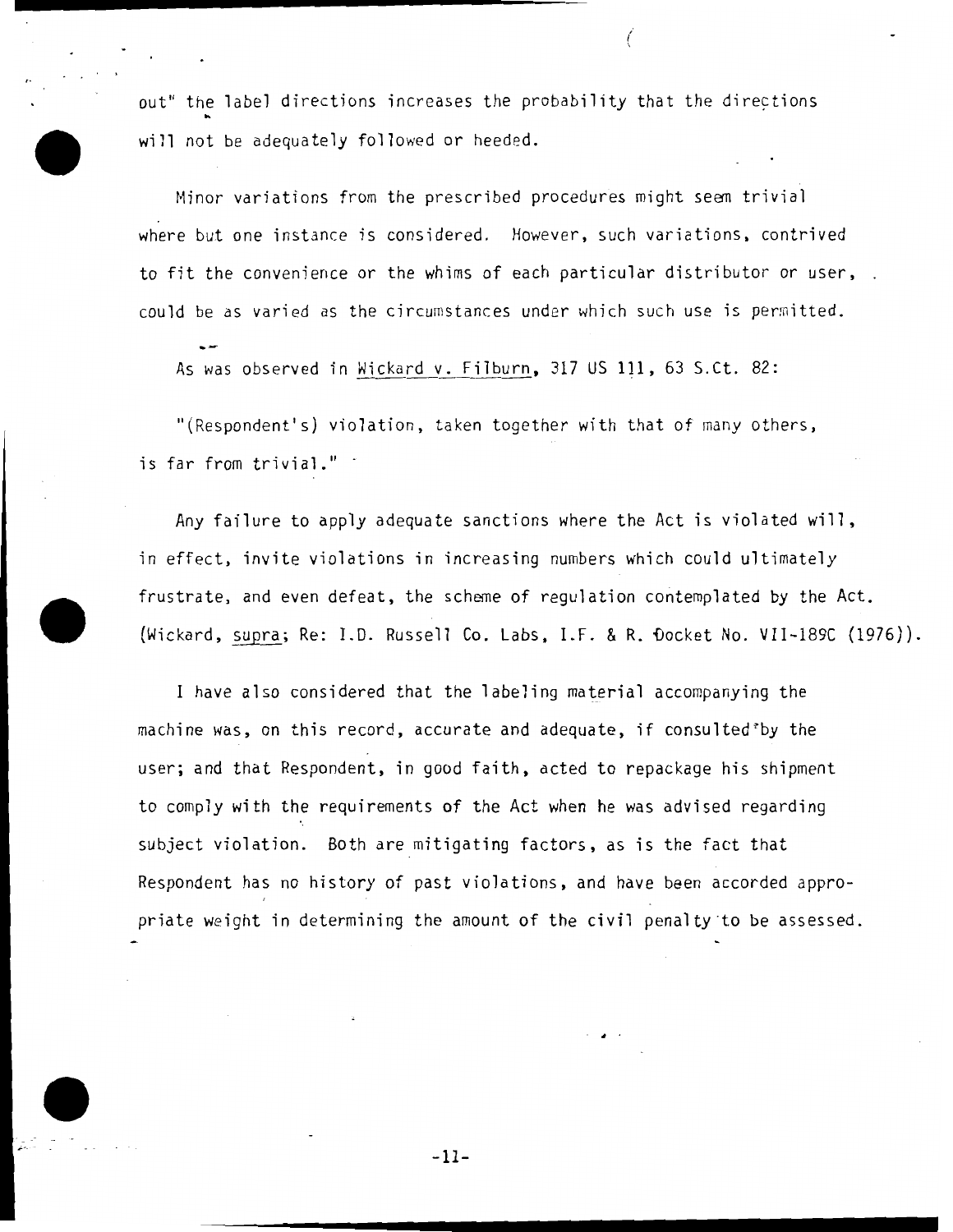out" the label directions increases the probability that the directions will not be adequately followed or heeded.

Minor variations from the prescribed procedures might seem trivial where but one instance is considered. However, such variations, contrived to fit the convenience or the whims of each particular distributor or user, could be as varied as the circumstances under which such use is permitted.

As was observed in Wickard v. Filburn, 317 US 111, 63 S.Ct. 82:

"(Respondent's) violation, taken together with that of many others, is far from trivial."

Any failure to apply adequate sanctions where the Act is violated will, in effect, invite violations in increasing numbers which could ultimately frustrate, and even defeat, the scheme of regulation contemplated by the Act. (Wickard, supra; Re: I.D. Russell Co. Labs, I.F. & R. Docket No. VII-189C (1976)).

I have also considered that the labeling material accompanying the machine was, on this record, accurate and adequate, if consulted by the user; and that Respondent, in good faith, acted to repackage his shipment to comply with the requirements of the Act when he was advised regarding subject violation. Both are mitigating factors, as is the fact that Respondent has no history of past violations, and have been accorded appropriate weight in determining the amount of the civil penalty to be assessed.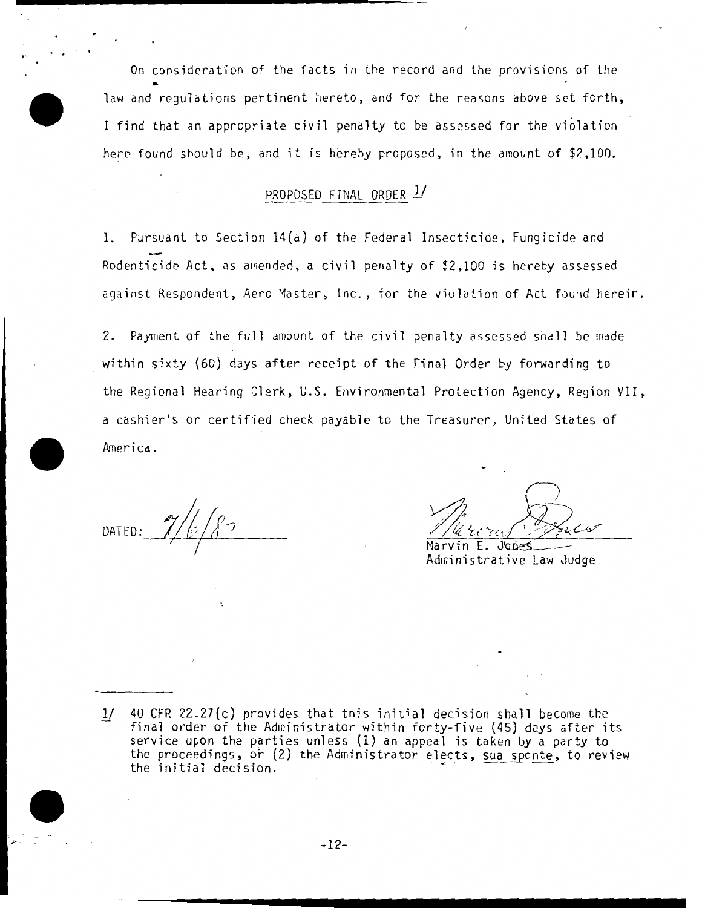On consideration of the facts in the record and the provisions of the law and regulations pertinent hereto, and for the reasons above set forth, I find that an appropriate civil penalty to be assessed for the violation here found should be, and it is hereby proposed, in the amount of $2,100.

## PROPOSED FINAL ORDER [1]

1. Pursuant to Section 14(a) of the Federal Insecticide, Fungicide and Rodenticide Act, as amended, a civil penalty of $2,100 is hereby assessed against Respondent, Aero-Master, Inc., for the violation of Act found herein.

2. Payment of the full amount of the civil penalty assessed shall be made within sixty (60) days after receipt of the Final Order by forwarding to the Regional Hearing Clerk, U.S. Environmental Protection Agency, Region VII, a cashier's or certified check payable to the Treasurer, United States of America.

DATED: 7/6/87

Marvin E. Jones
Administrative Law Judge

---

1/ 40 CFR 22.27(c) provides that this initial decision shall become the final order of the Administrator within forty-five (45) days after its service upon the parties unless (1) an appeal is taken by a party to the proceedings, or (2) the Administrator elects, _sua sponte_, to review the initial decision.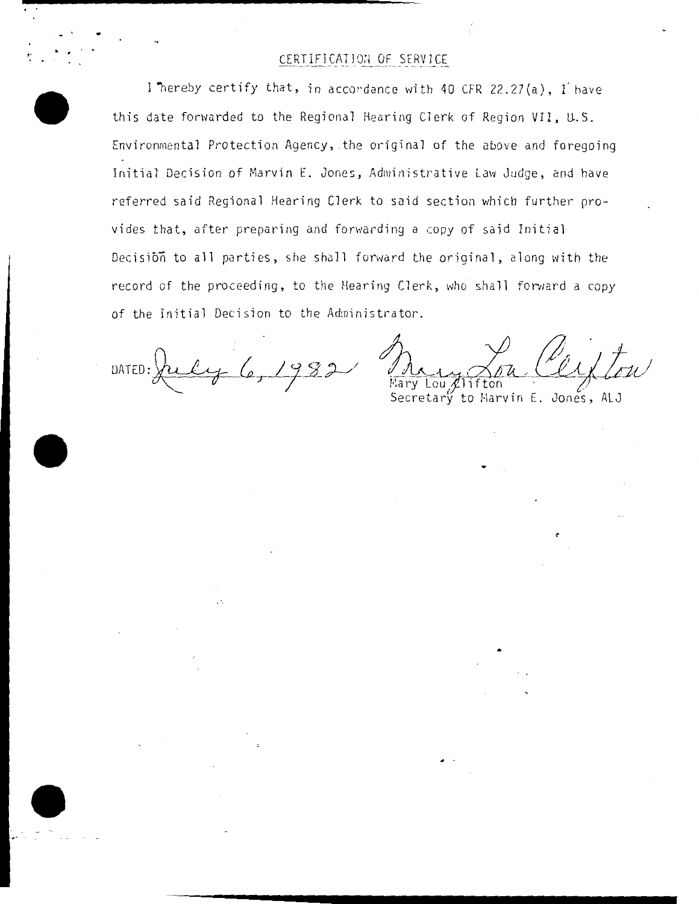## CERTIFICATION OF SERVICE

I hereby certify that, in accordance with 40 CFR 22.27(a), I have this date forwarded to the Regional Hearing Clerk of Region VII, U.S. Environmental Protection Agency, the original of the above and foregoing Initial Decision of Marvin E. Jones, Administrative Law Judge, and have referred said Regional Hearing Clerk to said section which further provides that, after preparing and forwarding a copy of said Initial Decision to all parties, she shall forward the original, along with the record of the proceeding, to the Hearing Clerk, who shall forward a copy of the Initial Decision to the Administrator.

DATED: July 6, 1982

Mary Lou Clifton
Mary Lou Clifton
Secretary to Marvin E. Jones, ALJ